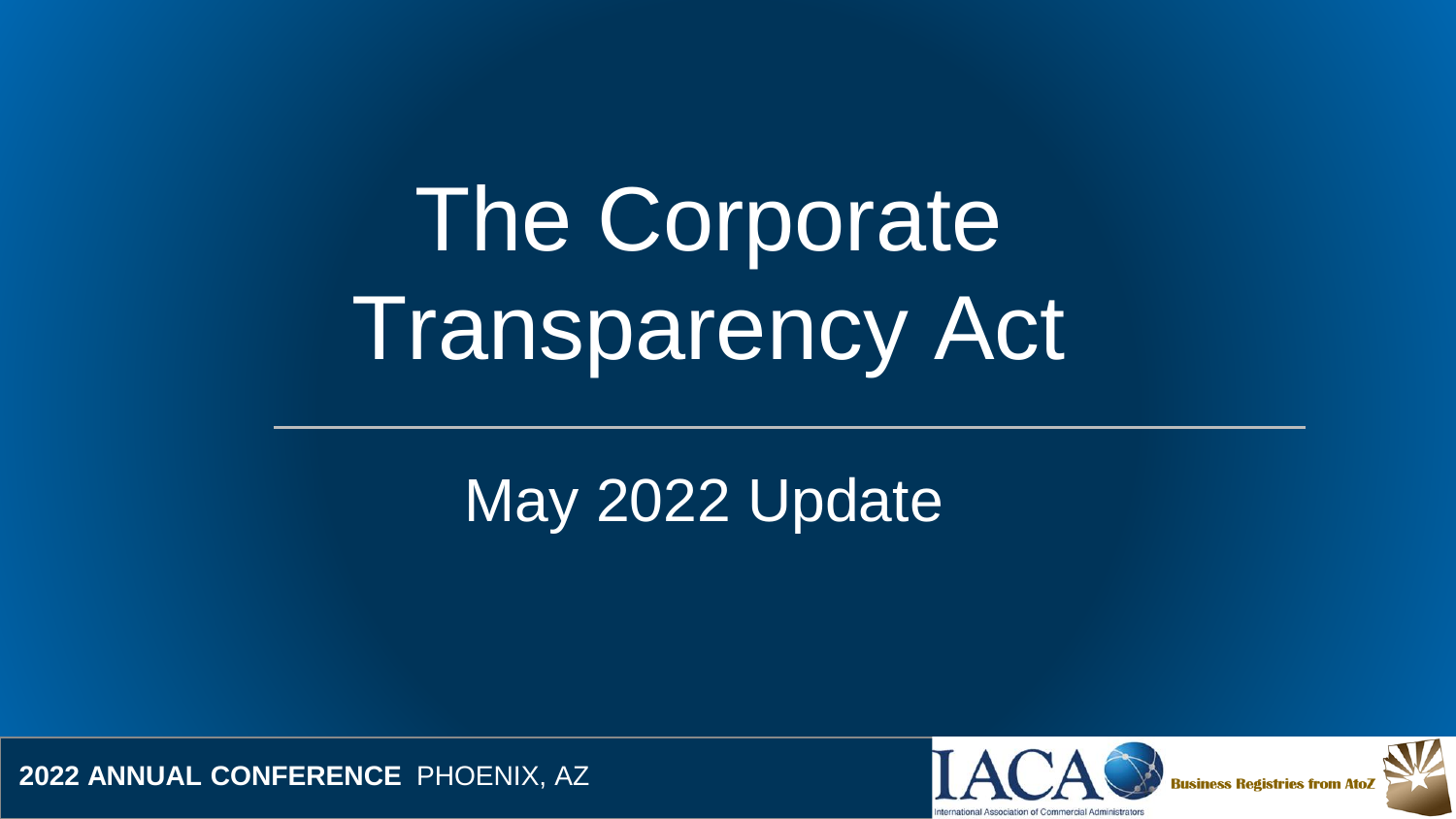# The Corporate Transparency Act

## May 2022 Update

**2022 ANNUAL CONFERENCE** PHOENIX, AZ

IACA

International Association of Commercial Administrators

Business Registries from AtoZ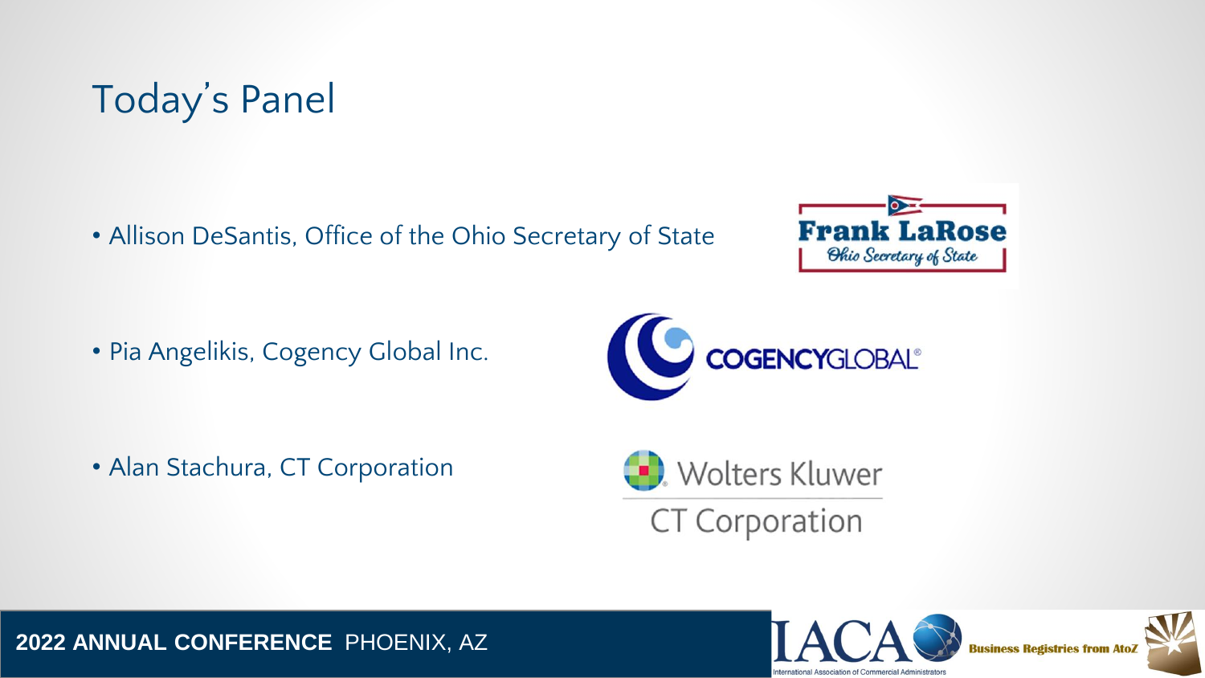# Today's Panel

- Allison DeSantis, Office of the Ohio Secretary of State
- Pia Angelikis, Cogency Global Inc.
- Alan Stachura, CT Corporation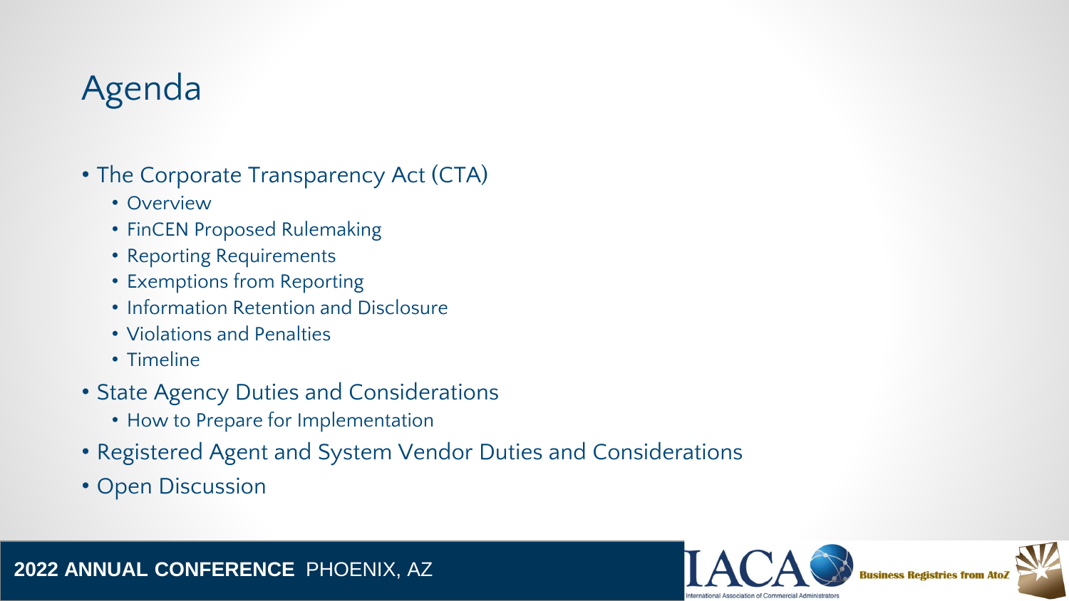# Agenda

- The Corporate Transparency Act (CTA)
  - Overview
  - FinCEN Proposed Rulemaking
  - Reporting Requirements
  - Exemptions from Reporting
  - Information Retention and Disclosure
  - Violations and Penalties
  - Timeline
- State Agency Duties and Considerations
  - How to Prepare for Implementation
- Registered Agent and System Vendor Duties and Considerations
- Open Discussion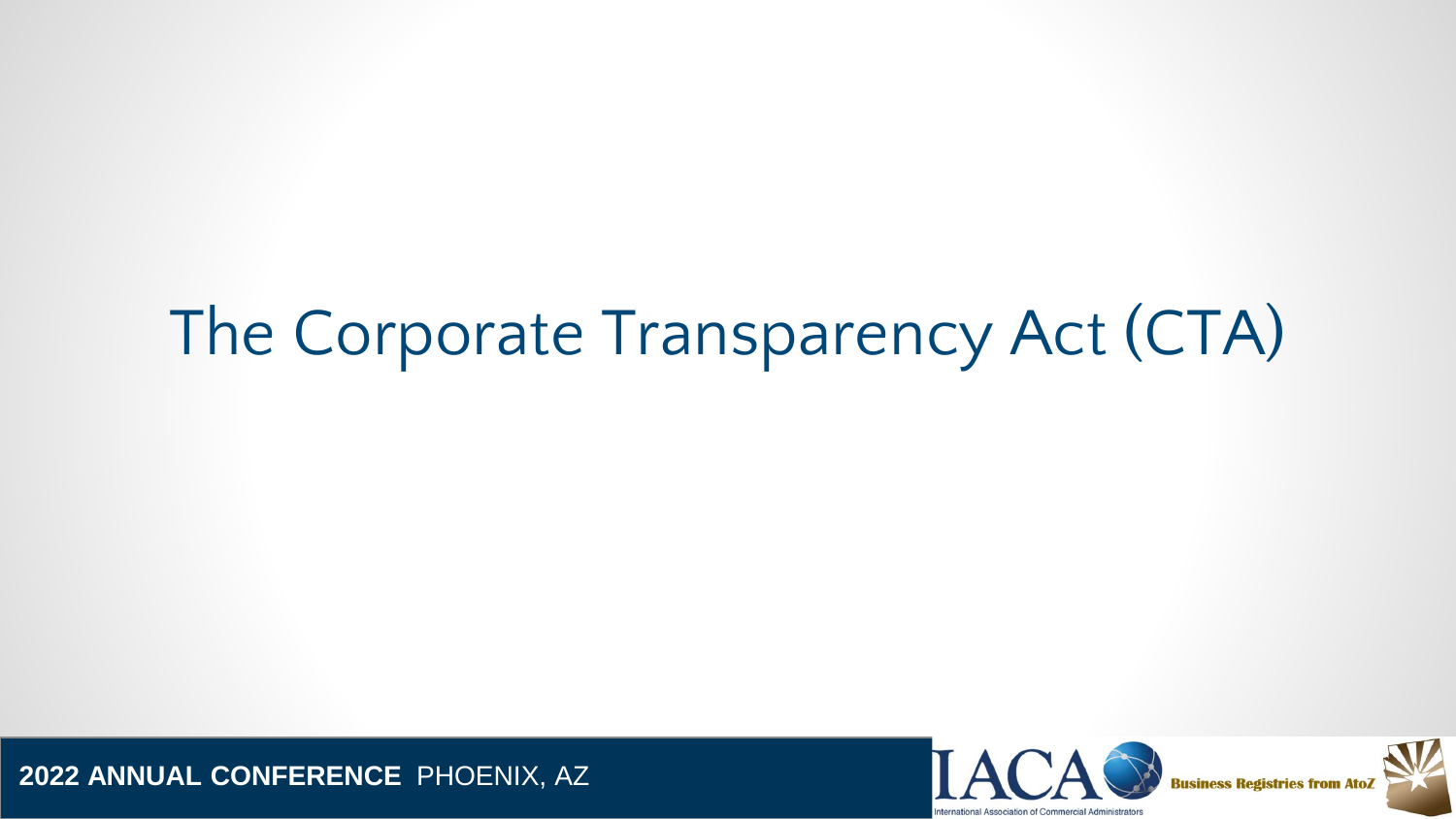# The Corporate Transparency Act (CTA)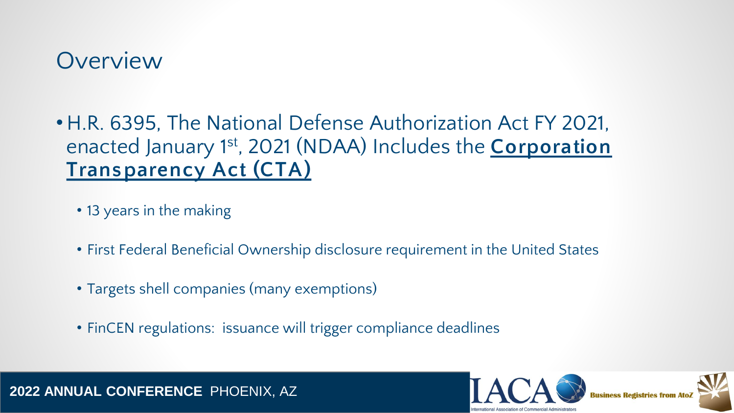# Overview

- H.R. 6395, The National Defense Authorization Act FY 2021, enacted January 1st, 2021 (NDAA) Includes the **Corporation Transparency Act (CTA)**
  - 13 years in the making
  - First Federal Beneficial Ownership disclosure requirement in the United States
  - Targets shell companies (many exemptions)
  - FinCEN regulations: issuance will trigger compliance deadlines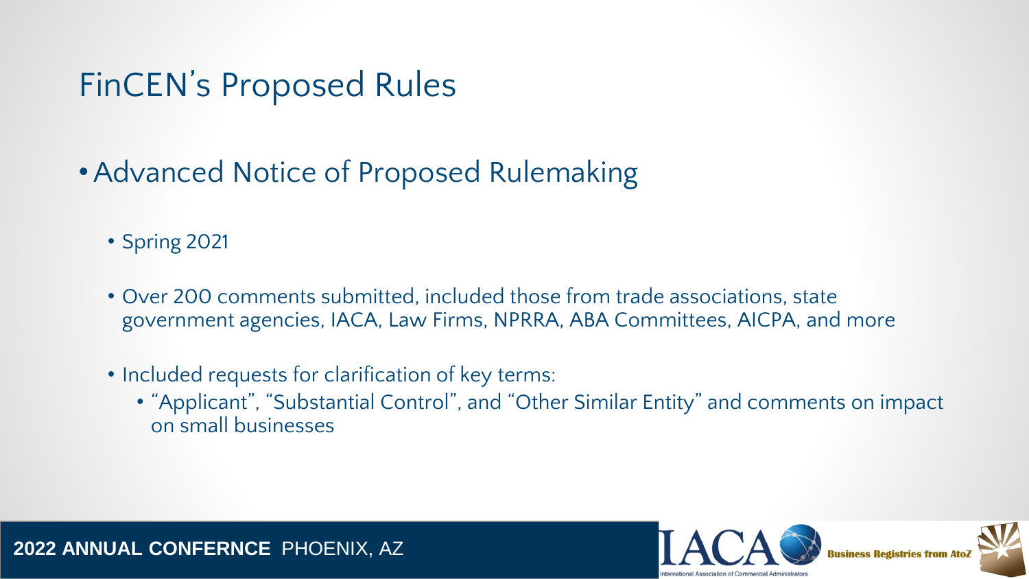# FinCEN's Proposed Rules

- Advanced Notice of Proposed Rulemaking
  - Spring 2021
  - Over 200 comments submitted, included those from trade associations, state government agencies, IACA, Law Firms, NPRRA, ABA Committees, AICPA, and more
  - Included requests for clarification of key terms:
    - "Applicant", "Substantial Control", and "Other Similar Entity" and comments on impact on small businesses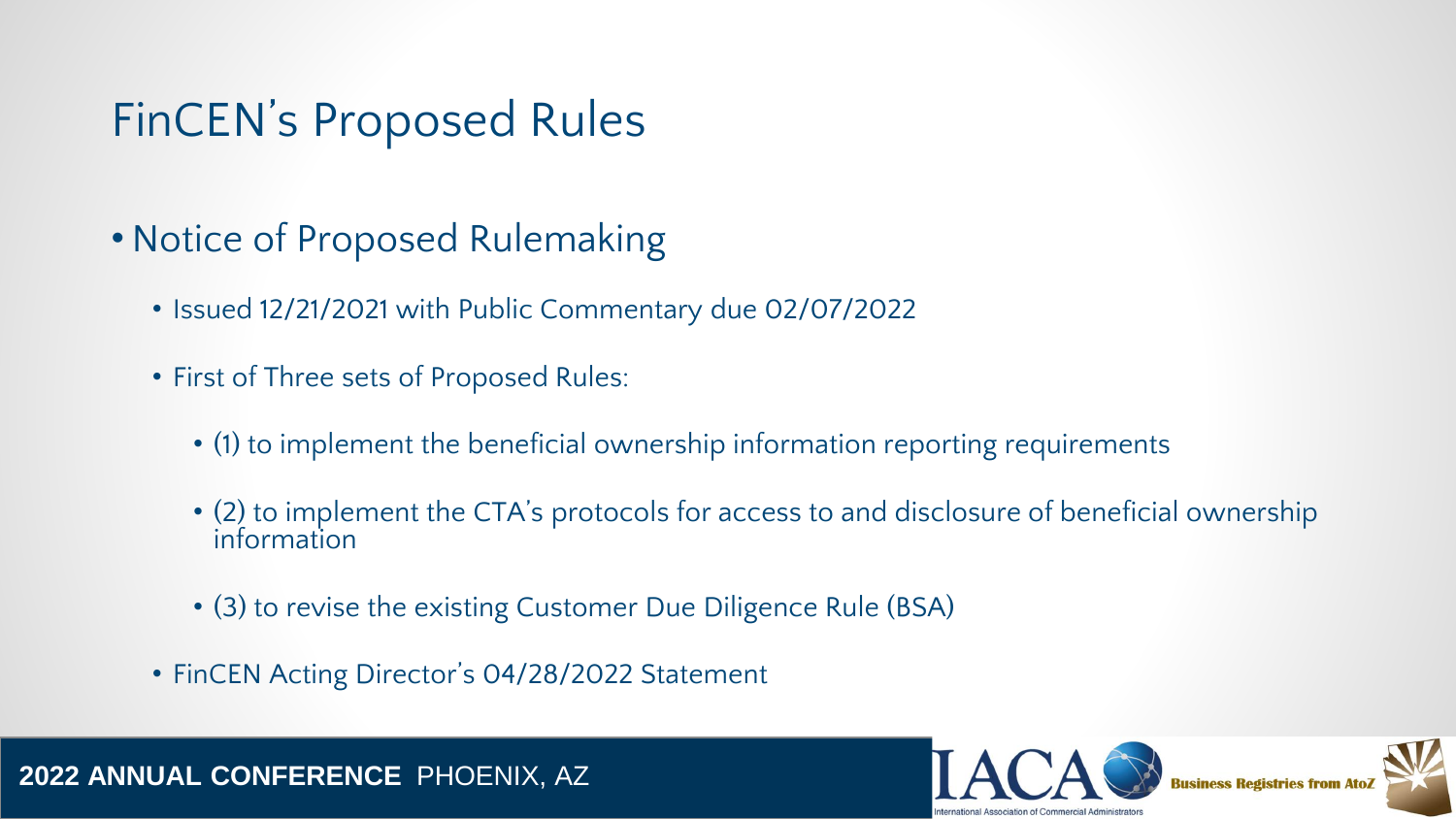# FinCEN's Proposed Rules

- Notice of Proposed Rulemaking
  - Issued 12/21/2021 with Public Commentary due 02/07/2022
  - First of Three sets of Proposed Rules:
    - (1) to implement the beneficial ownership information reporting requirements
    - (2) to implement the CTA's protocols for access to and disclosure of beneficial ownership information
    - (3) to revise the existing Customer Due Diligence Rule (BSA)
  - FinCEN Acting Director's 04/28/2022 Statement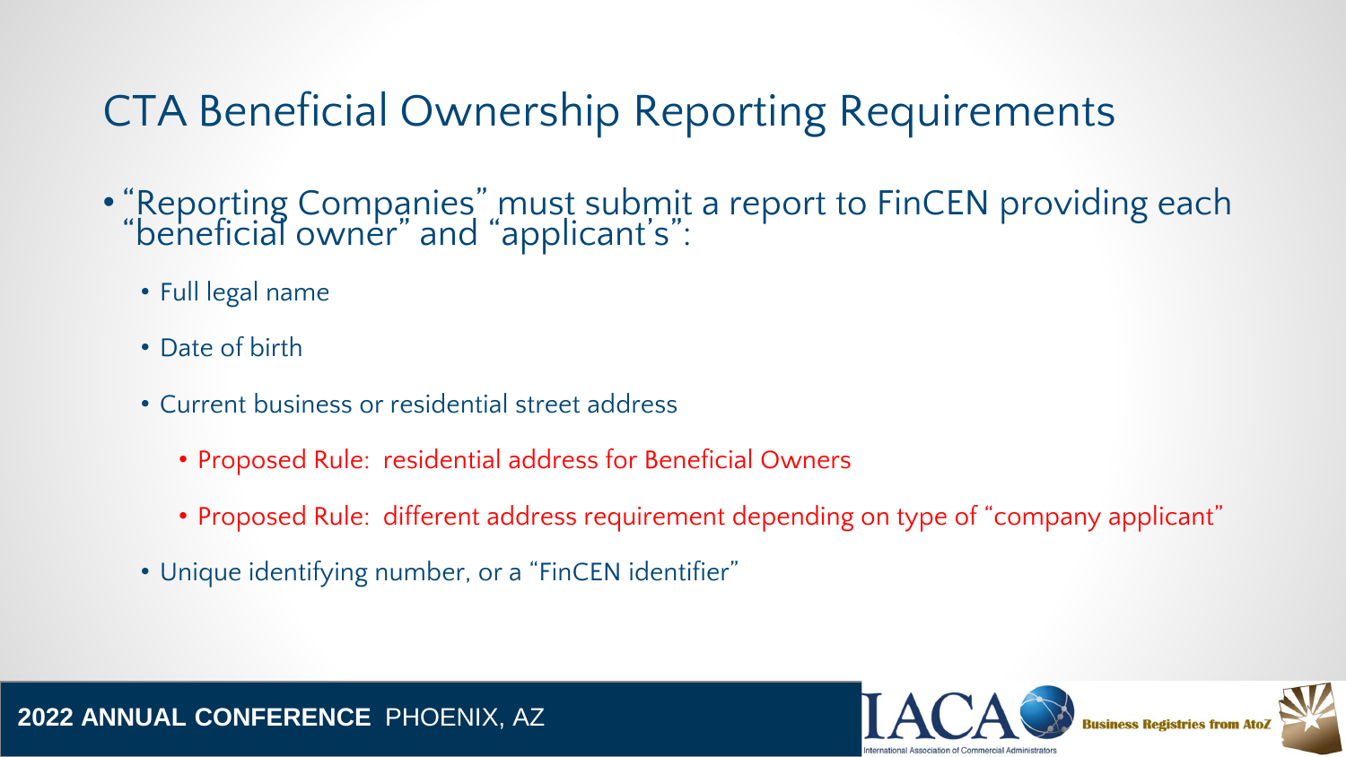# CTA Beneficial Ownership Reporting Requirements

- “Reporting Companies” must submit a report to FinCEN providing each “beneficial owner” and “applicant’s”:
  - Full legal name
  - Date of birth
  - Current business or residential street address
    - Proposed Rule: residential address for Beneficial Owners
    - Proposed Rule: different address requirement depending on type of “company applicant”
  - Unique identifying number, or a “FinCEN identifier”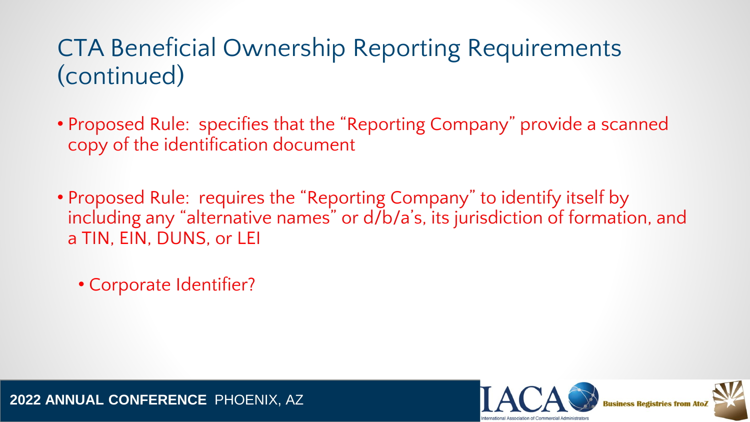# CTA Beneficial Ownership Reporting Requirements (continued)

- Proposed Rule: specifies that the "Reporting Company" provide a scanned copy of the identification document

- Proposed Rule: requires the "Reporting Company" to identify itself by including any "alternative names" or d/b/a's, its jurisdiction of formation, and a TIN, EIN, DUNS, or LEI
  - Corporate Identifier?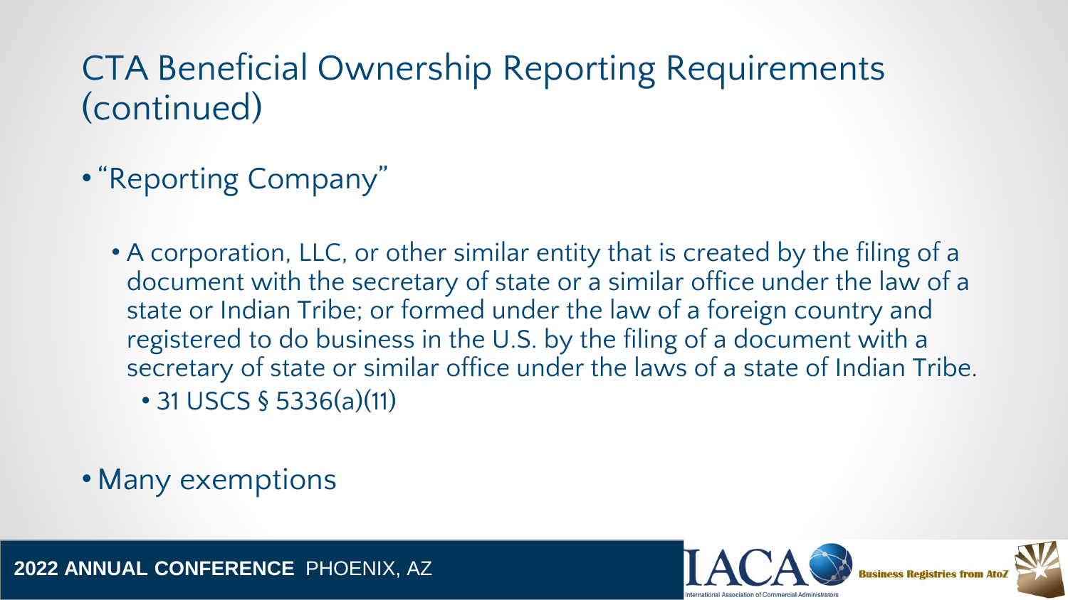# CTA Beneficial Ownership Reporting Requirements (continued)

- "Reporting Company"
  - A corporation, LLC, or other similar entity that is created by the filing of a document with the secretary of state or a similar office under the law of a state or Indian Tribe; or formed under the law of a foreign country and registered to do business in the U.S. by the filing of a document with a secretary of state or similar office under the laws of a state of Indian Tribe.
    - 31 USCS § 5336(a)(11)
- Many exemptions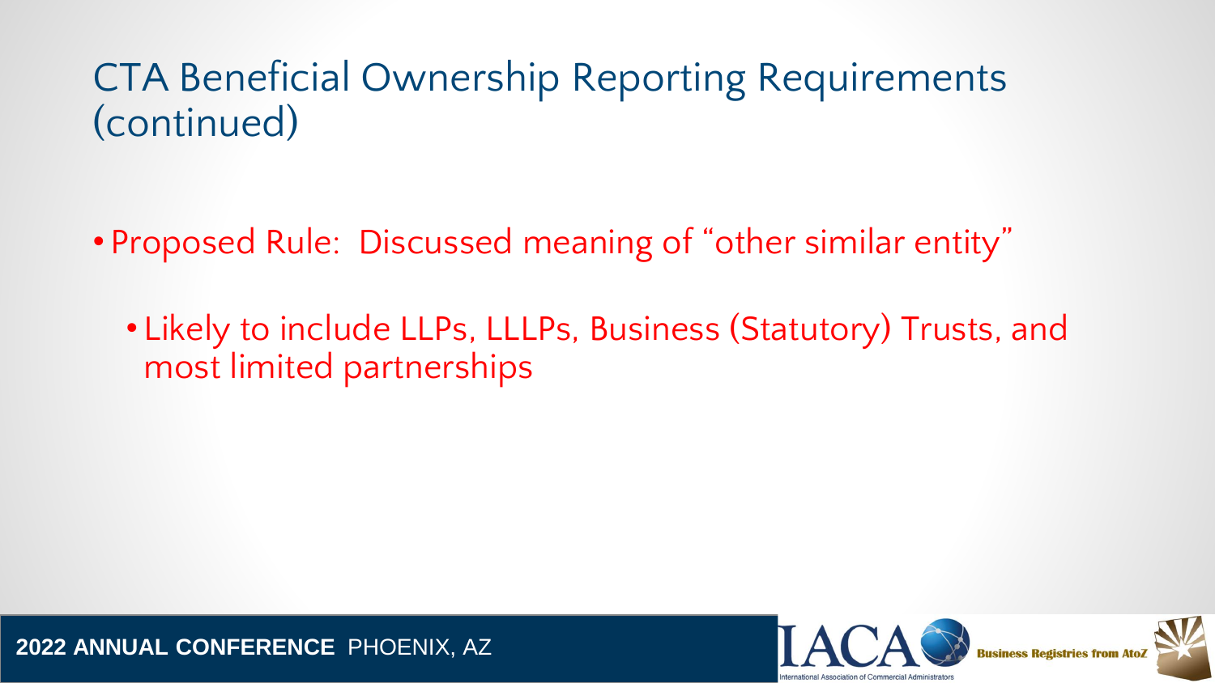# CTA Beneficial Ownership Reporting Requirements (continued)

- Proposed Rule: Discussed meaning of "other similar entity"
  - Likely to include LLPs, LLLPs, Business (Statutory) Trusts, and most limited partnerships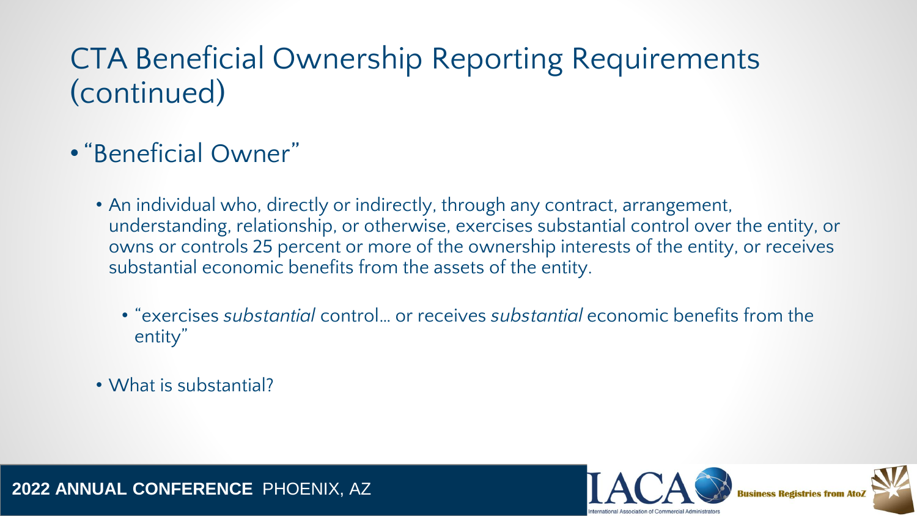# CTA Beneficial Ownership Reporting Requirements (continued)

- "Beneficial Owner"
  - An individual who, directly or indirectly, through any contract, arrangement, understanding, relationship, or otherwise, exercises substantial control over the entity, or owns or controls 25 percent or more of the ownership interests of the entity, or receives substantial economic benefits from the assets of the entity.
    - "exercises *substantial* control… or receives *substantial* economic benefits from the entity"
  - What is substantial?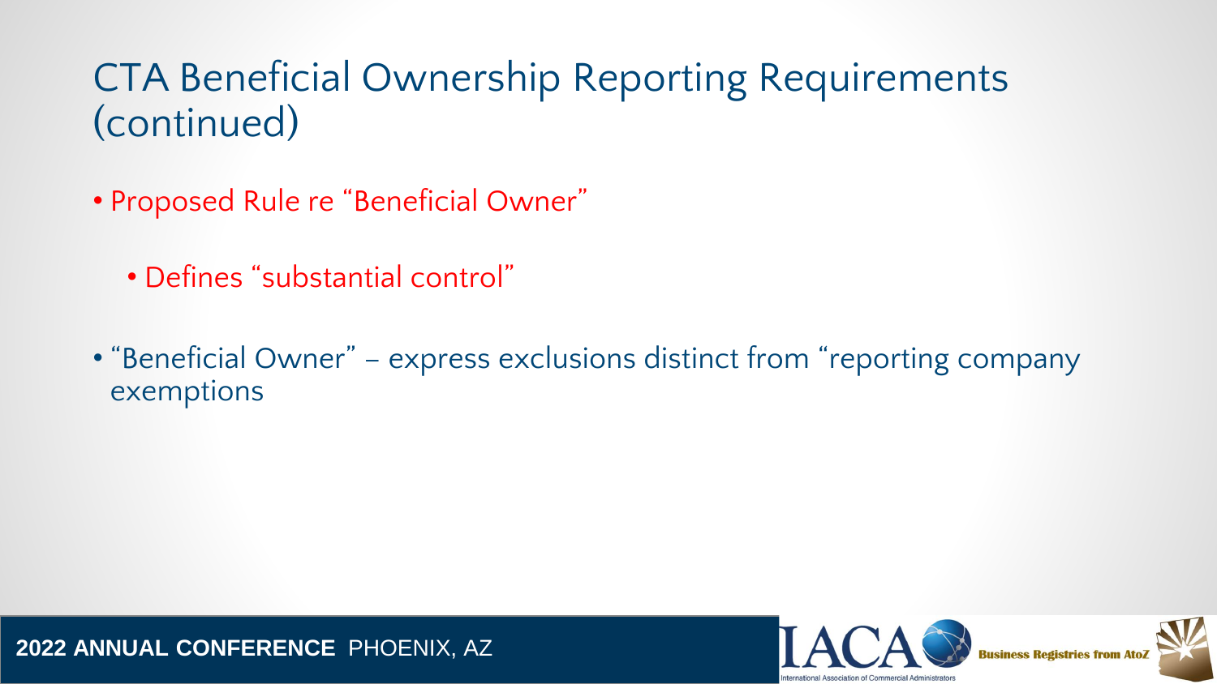# CTA Beneficial Ownership Reporting Requirements (continued)

- Proposed Rule re "Beneficial Owner"
  - Defines "substantial control"
- "Beneficial Owner" – express exclusions distinct from "reporting company exemptions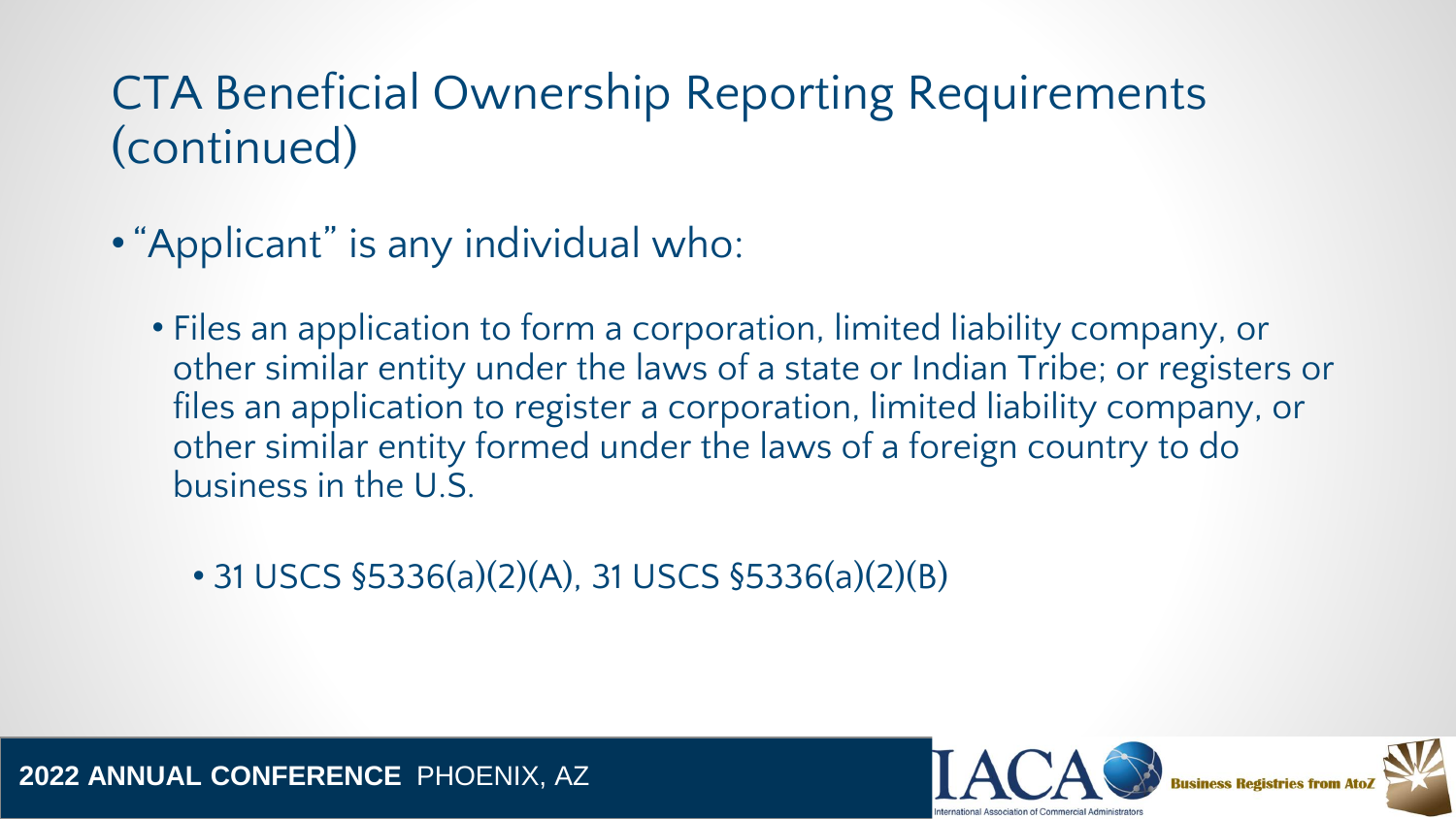# CTA Beneficial Ownership Reporting Requirements (continued)

- "Applicant" is any individual who:
  - Files an application to form a corporation, limited liability company, or other similar entity under the laws of a state or Indian Tribe; or registers or files an application to register a corporation, limited liability company, or other similar entity formed under the laws of a foreign country to do business in the U.S.
    - 31 USCS §5336(a)(2)(A), 31 USCS §5336(a)(2)(B)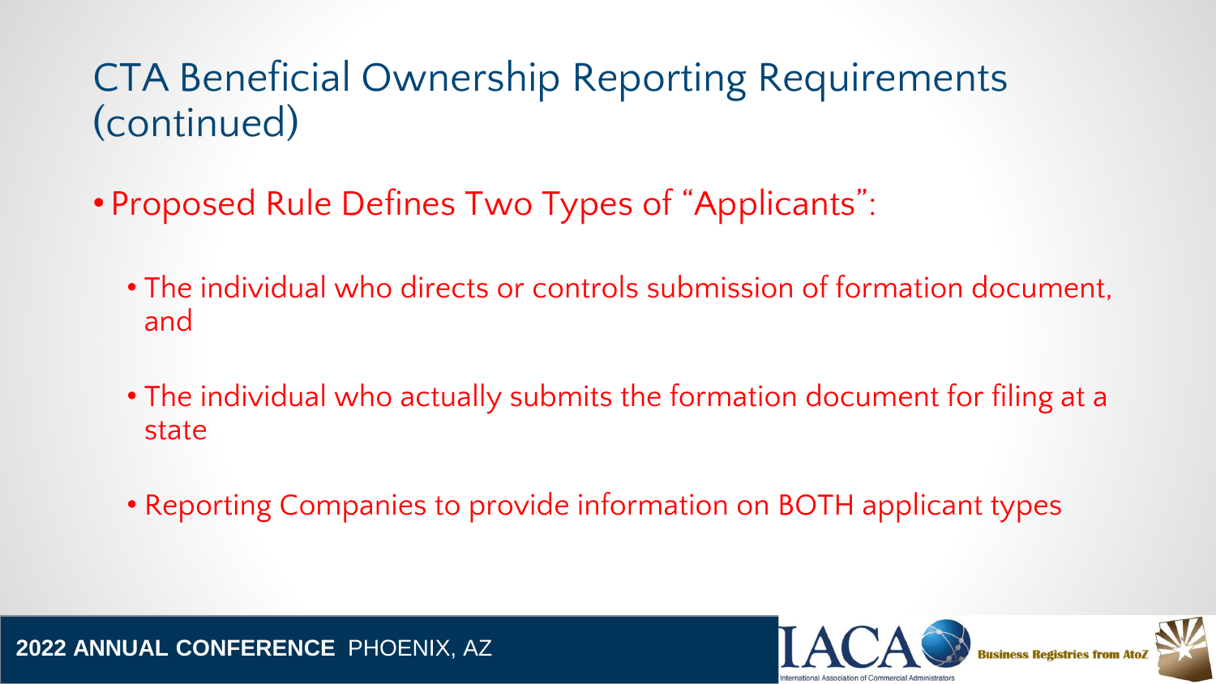# CTA Beneficial Ownership Reporting Requirements (continued)

- Proposed Rule Defines Two Types of “Applicants”:
  - The individual who directs or controls submission of formation document, and
  - The individual who actually submits the formation document for filing at a state
  - Reporting Companies to provide information on BOTH applicant types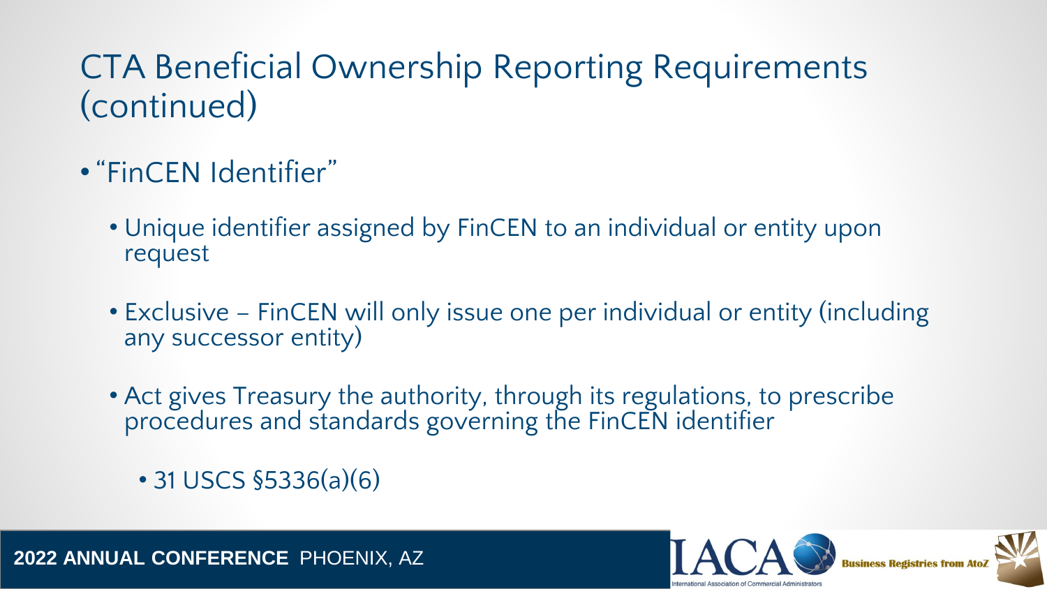# CTA Beneficial Ownership Reporting Requirements (continued)

- "FinCEN Identifier"
  - Unique identifier assigned by FinCEN to an individual or entity upon request
  - Exclusive – FinCEN will only issue one per individual or entity (including any successor entity)
  - Act gives Treasury the authority, through its regulations, to prescribe procedures and standards governing the FinCEN identifier
    - 31 USCS §5336(a)(6)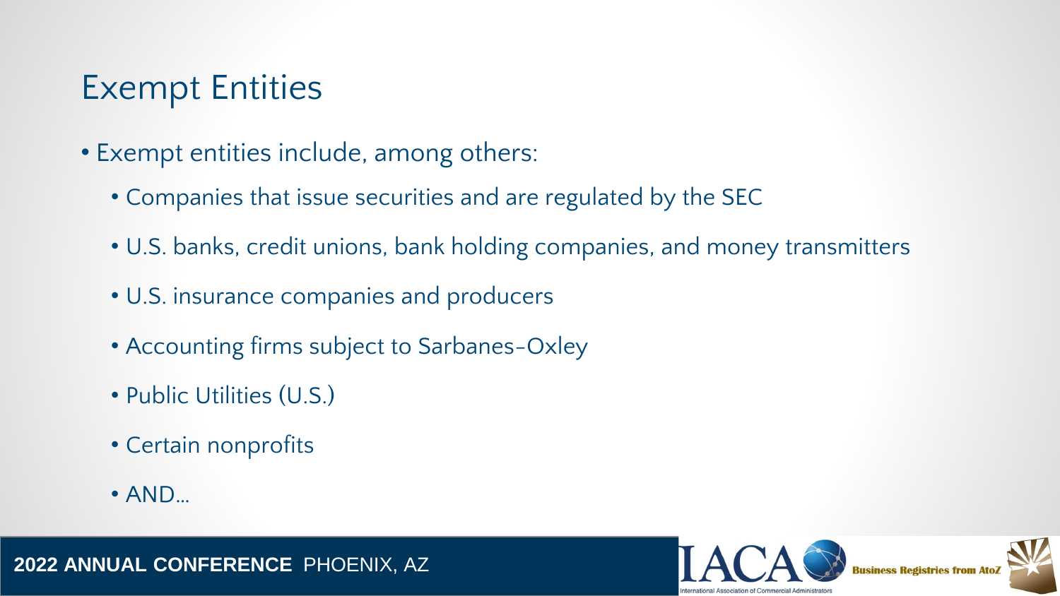# Exempt Entities

- Exempt entities include, among others:
  - Companies that issue securities and are regulated by the SEC
  - U.S. banks, credit unions, bank holding companies, and money transmitters
  - U.S. insurance companies and producers
  - Accounting firms subject to Sarbanes-Oxley
  - Public Utilities (U.S.)
  - Certain nonprofits
  - AND…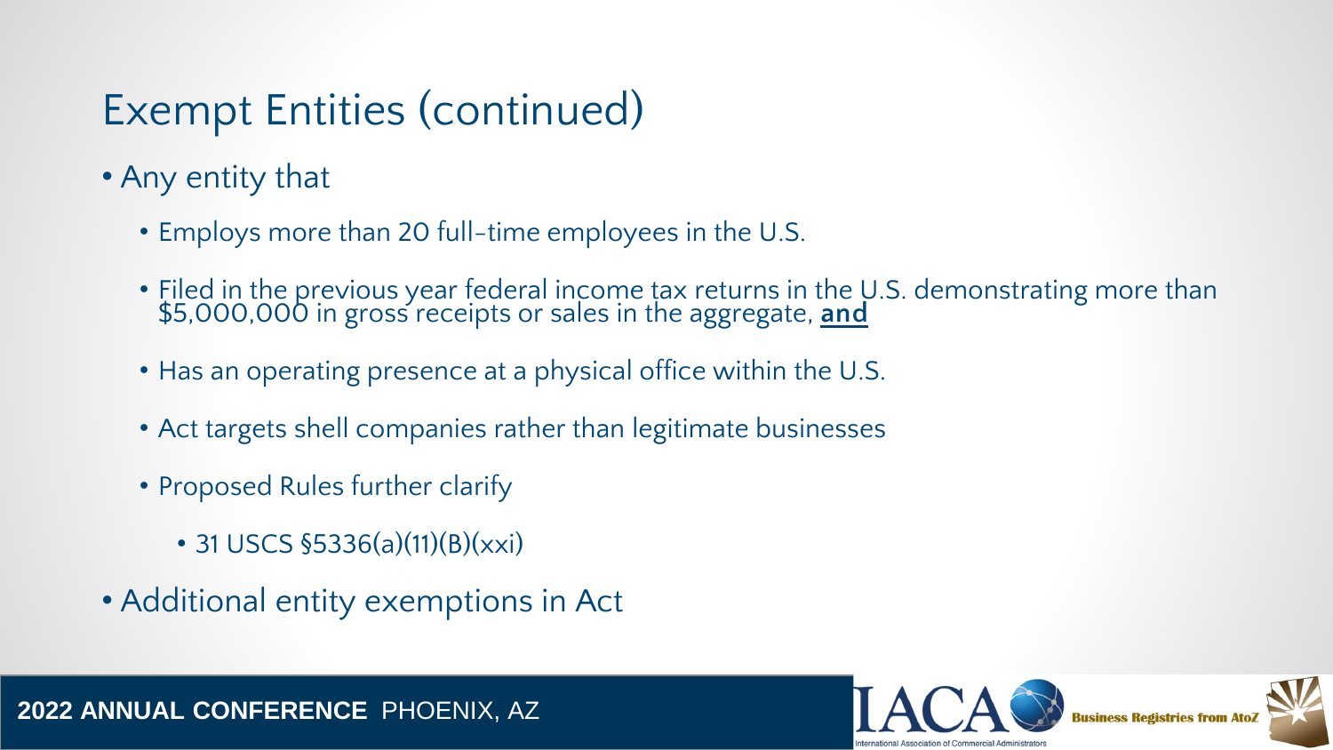# Exempt Entities (continued)

- Any entity that
  - Employs more than 20 full-time employees in the U.S.
  - Filed in the previous year federal income tax returns in the U.S. demonstrating more than $5,000,000 in gross receipts or sales in the aggregate, **and**
  - Has an operating presence at a physical office within the U.S.
  - Act targets shell companies rather than legitimate businesses
  - Proposed Rules further clarify
    - 31 USCS §5336(a)(11)(B)(xxi)
- Additional entity exemptions in Act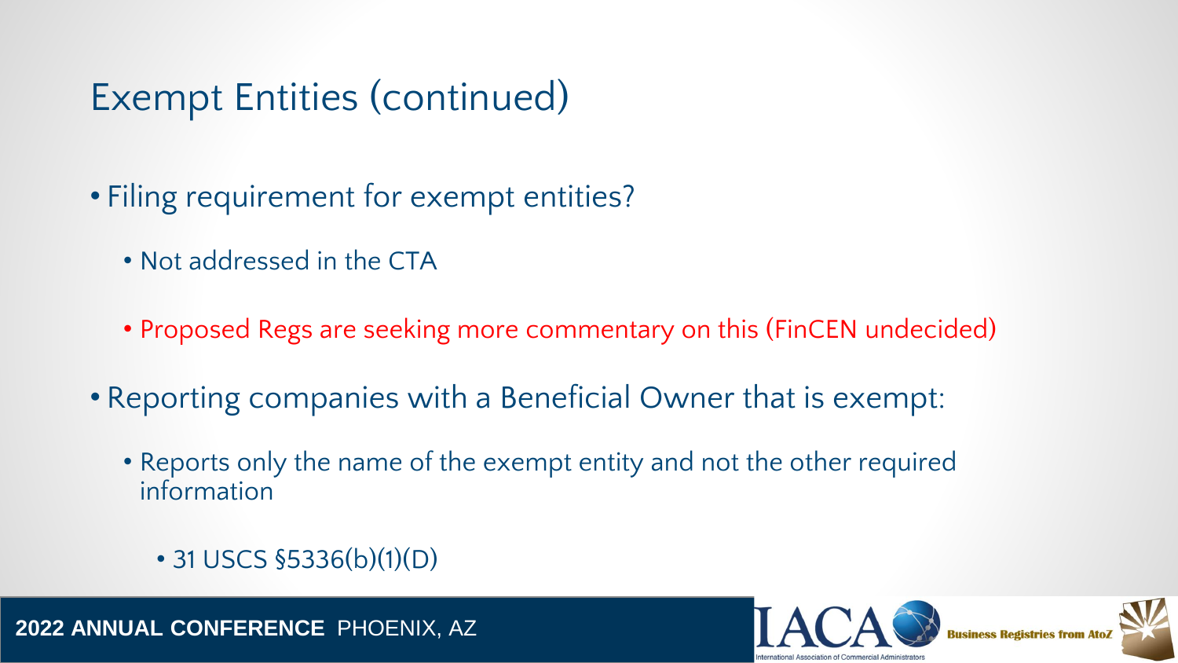# Exempt Entities (continued)

- Filing requirement for exempt entities?
  - Not addressed in the CTA
  - Proposed Regs are seeking more commentary on this (FinCEN undecided)
- Reporting companies with a Beneficial Owner that is exempt:
  - Reports only the name of the exempt entity and not the other required information
    - 31 USCS §5336(b)(1)(D)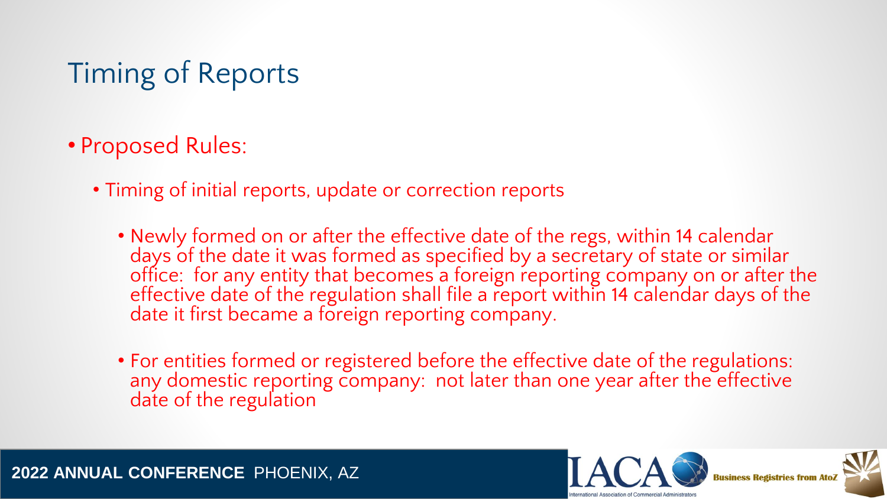# Timing of Reports

- Proposed Rules:
  - Timing of initial reports, update or correction reports
    - Newly formed on or after the effective date of the regs, within 14 calendar days of the date it was formed as specified by a secretary of state or similar office: for any entity that becomes a foreign reporting company on or after the effective date of the regulation shall file a report within 14 calendar days of the date it first became a foreign reporting company.
    - For entities formed or registered before the effective date of the regulations: any domestic reporting company: not later than one year after the effective date of the regulation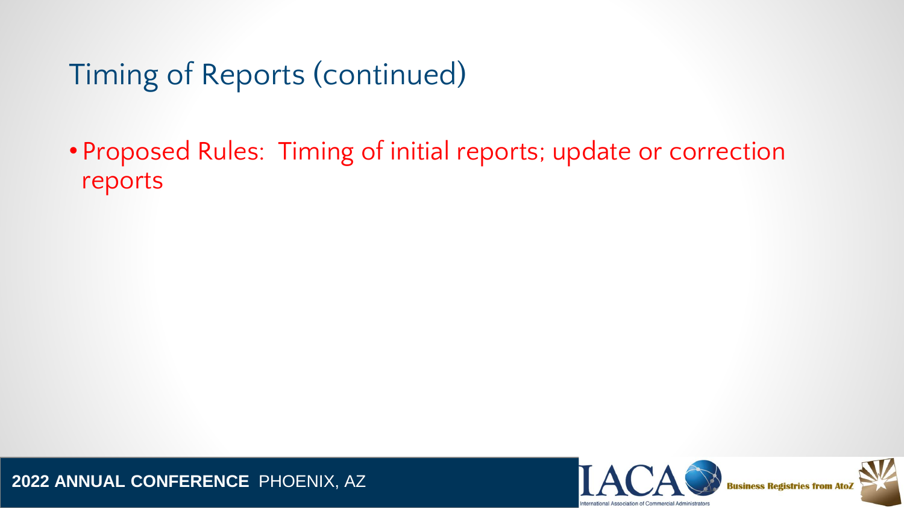# Timing of Reports (continued)

- Proposed Rules: Timing of initial reports; update or correction reports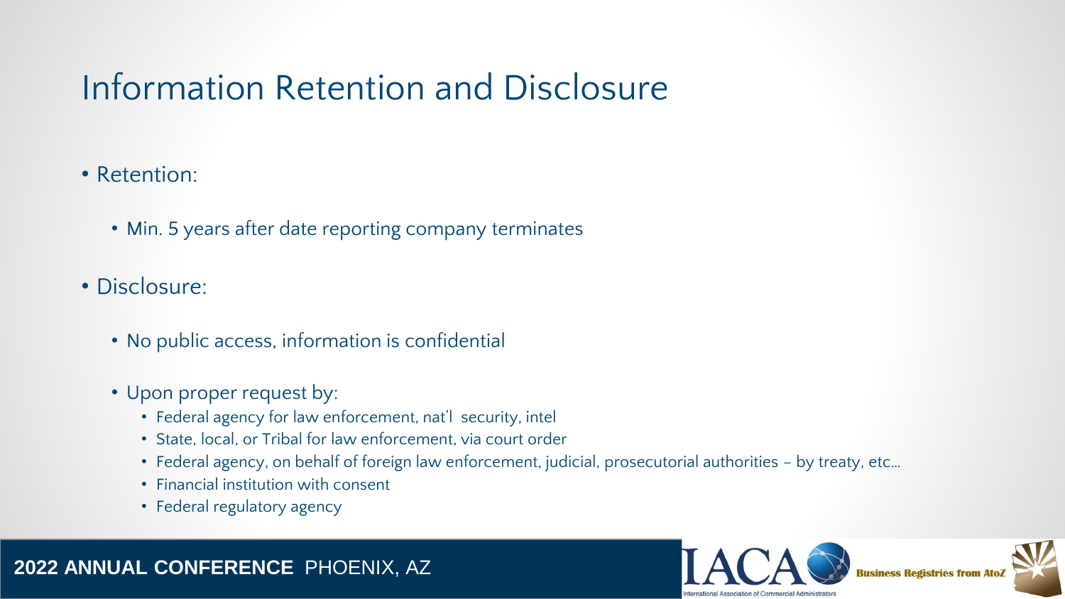# Information Retention and Disclosure

- Retention:
  - Min. 5 years after date reporting company terminates
- Disclosure:
  - No public access, information is confidential
  - Upon proper request by:
    - Federal agency for law enforcement, nat'l security, intel
    - State, local, or Tribal for law enforcement, via court order
    - Federal agency, on behalf of foreign law enforcement, judicial, prosecutorial authorities – by treaty, etc…
    - Financial institution with consent
    - Federal regulatory agency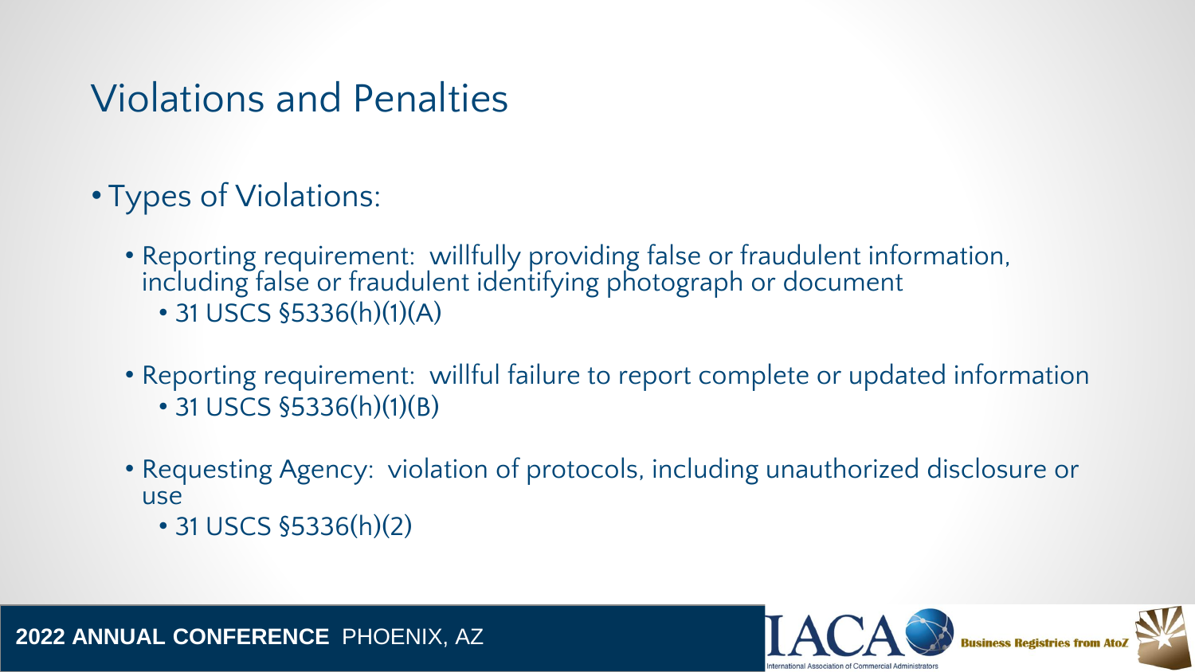# Violations and Penalties

- Types of Violations:
  - Reporting requirement: willfully providing false or fraudulent information, including false or fraudulent identifying photograph or document
    - 31 USCS §5336(h)(1)(A)
  - Reporting requirement: willful failure to report complete or updated information
    - 31 USCS §5336(h)(1)(B)
  - Requesting Agency: violation of protocols, including unauthorized disclosure or use
    - 31 USCS §5336(h)(2)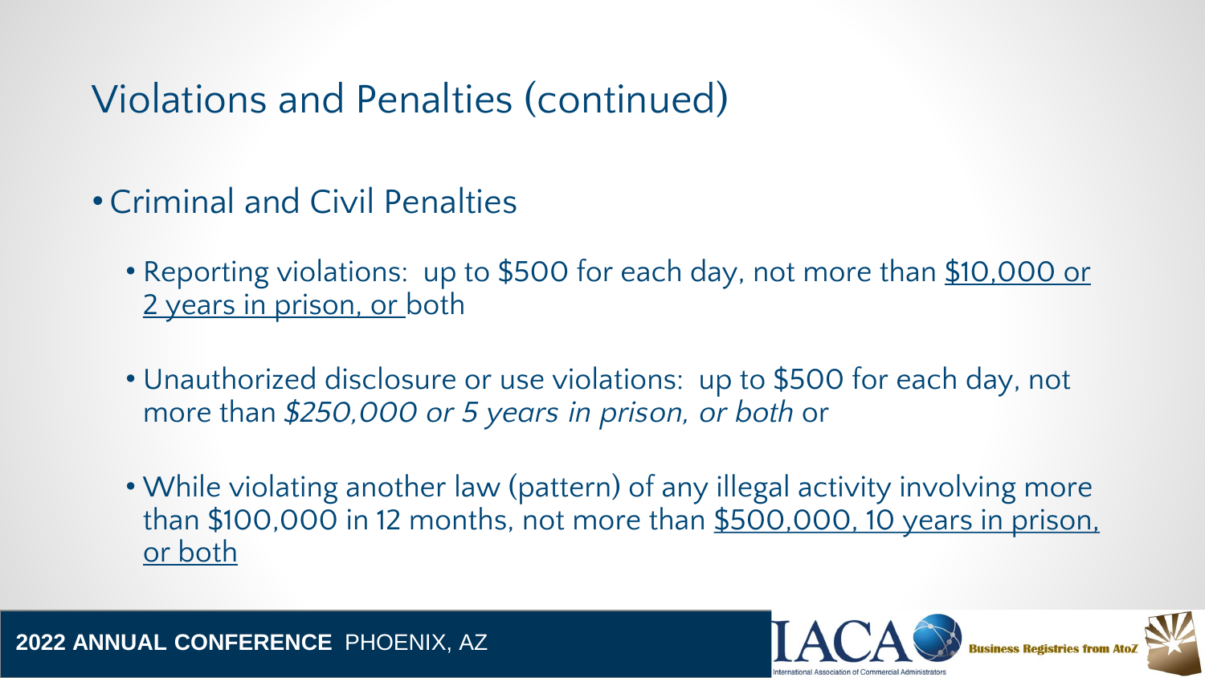# Violations and Penalties (continued)

- Criminal and Civil Penalties
  - Reporting violations: up to $500 for each day, not more than <u>$10,000 or 2 years in prison, or</u> both
  - Unauthorized disclosure or use violations: up to $500 for each day, not more than *$250,000 or 5 years in prison, or both* or
  - While violating another law (pattern) of any illegal activity involving more than $100,000 in 12 months, not more than <u>$500,000, 10 years in prison, or both</u>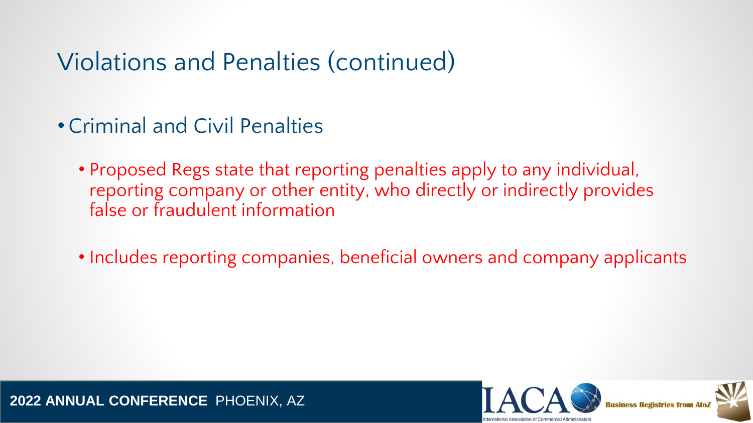# Violations and Penalties (continued)

- Criminal and Civil Penalties
  - Proposed Regs state that reporting penalties apply to any individual, reporting company or other entity, who directly or indirectly provides false or fraudulent information
  - Includes reporting companies, beneficial owners and company applicants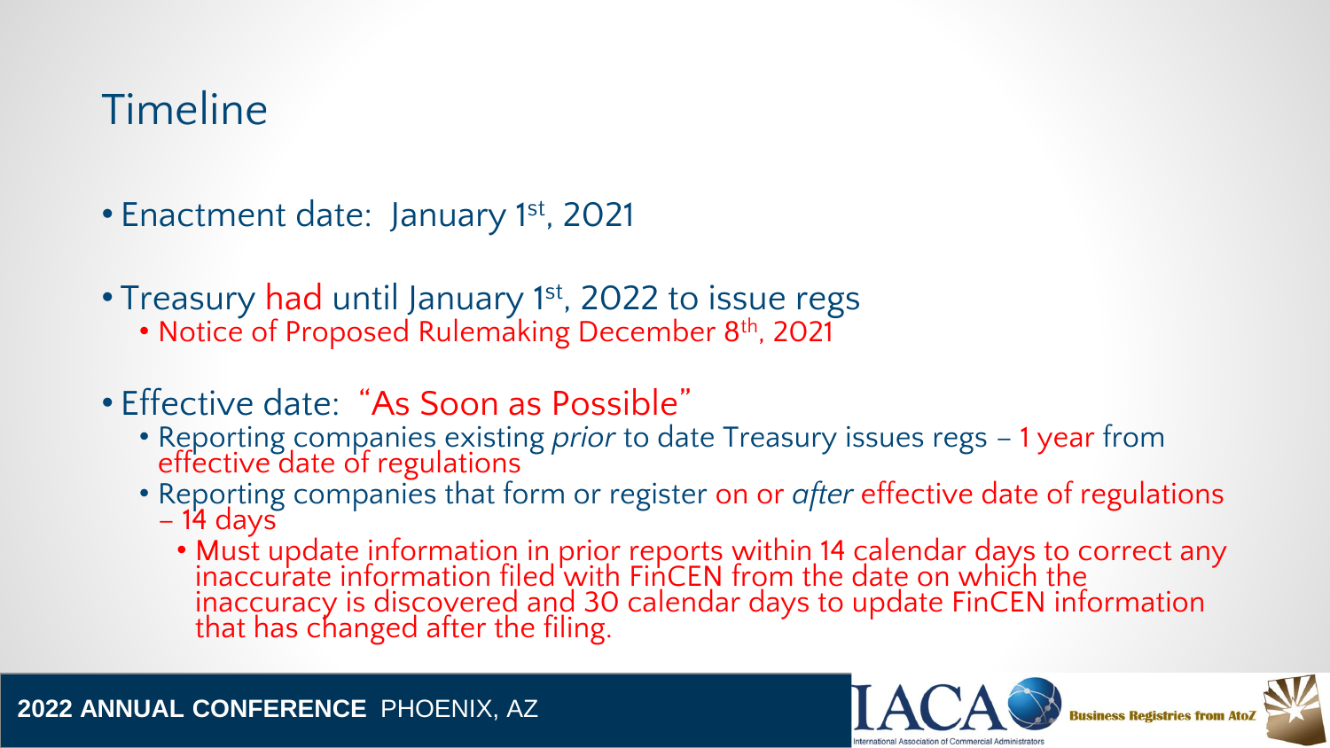# Timeline

- Enactment date: January 1st, 2021
- Treasury had until January 1st, 2022 to issue regs
  - Notice of Proposed Rulemaking December 8th, 2021
- Effective date: "As Soon as Possible"
  - Reporting companies existing *prior* to date Treasury issues regs – 1 year from effective date of regulations
  - Reporting companies that form or register on or *after* effective date of regulations – 14 days
    - Must update information in prior reports within 14 calendar days to correct any inaccurate information filed with FinCEN from the date on which the inaccuracy is discovered and 30 calendar days to update FinCEN information that has changed after the filing.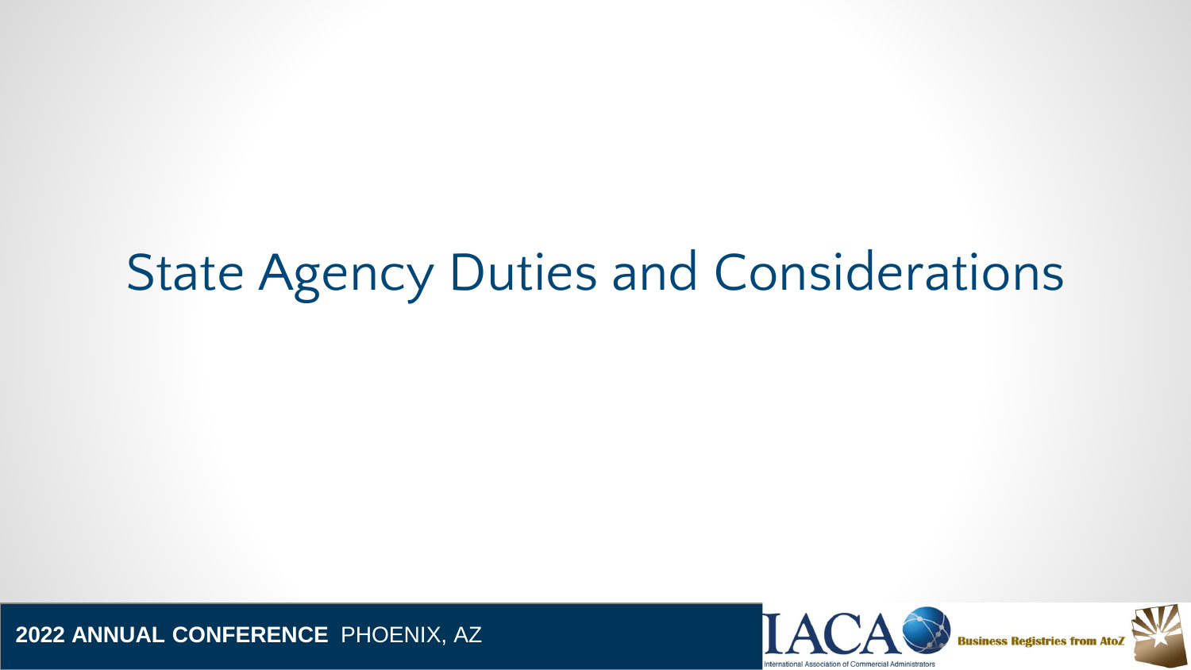# State Agency Duties and Considerations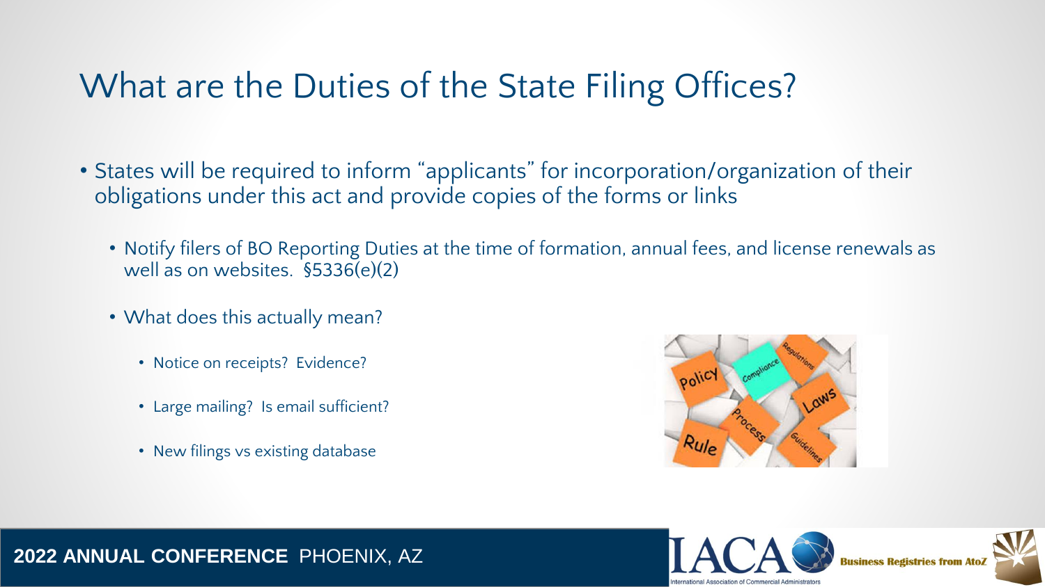# What are the Duties of the State Filing Offices?

- States will be required to inform “applicants” for incorporation/organization of their obligations under this act and provide copies of the forms or links
  - Notify filers of BO Reporting Duties at the time of formation, annual fees, and license renewals as well as on websites. §5336(e)(2)
  - What does this actually mean?
    - Notice on receipts? Evidence?
    - Large mailing? Is email sufficient?
    - New filings vs existing database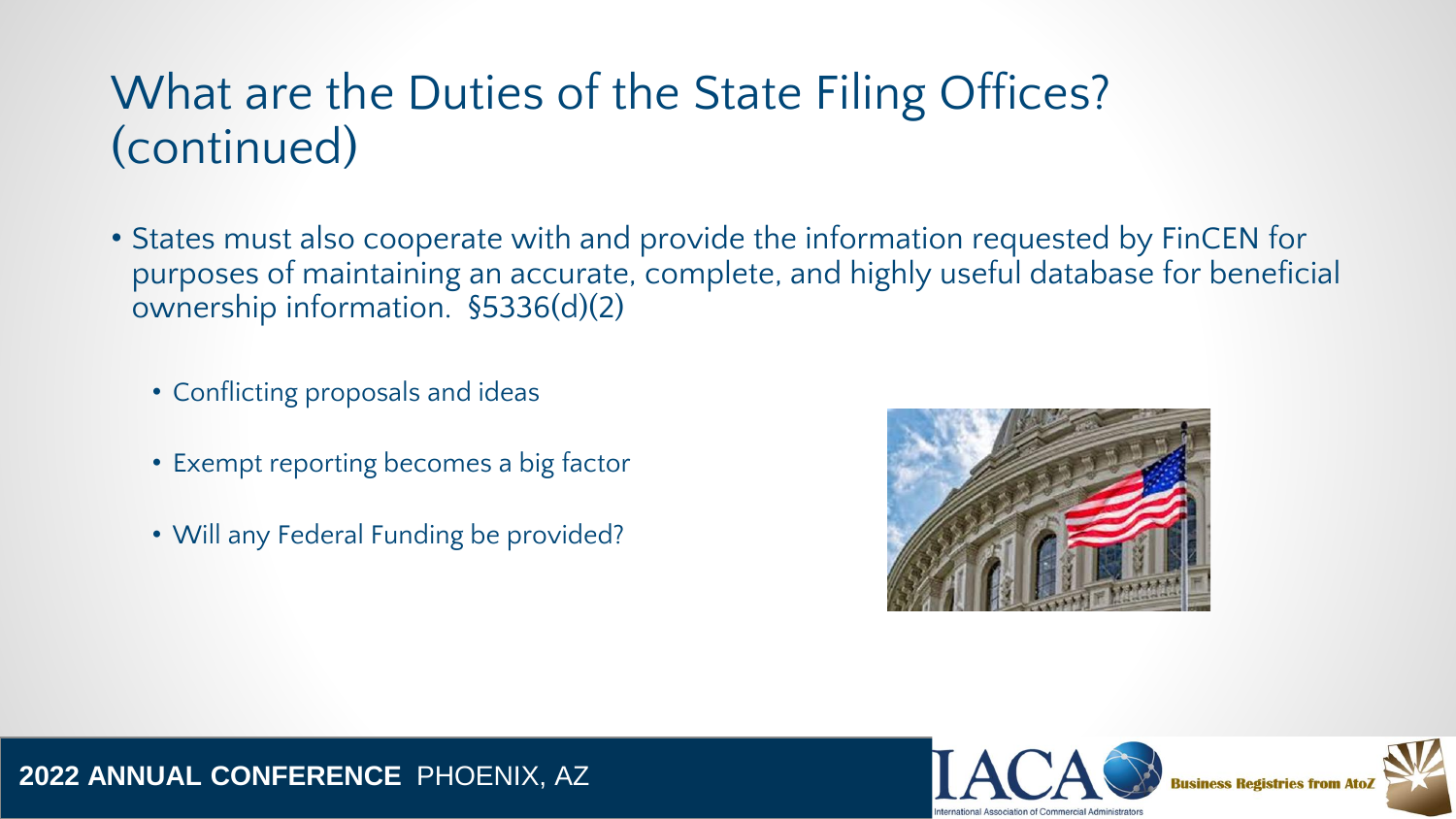# What are the Duties of the State Filing Offices? (continued)

- States must also cooperate with and provide the information requested by FinCEN for purposes of maintaining an accurate, complete, and highly useful database for beneficial ownership information. §5336(d)(2)
  - Conflicting proposals and ideas
  - Exempt reporting becomes a big factor
  - Will any Federal Funding be provided?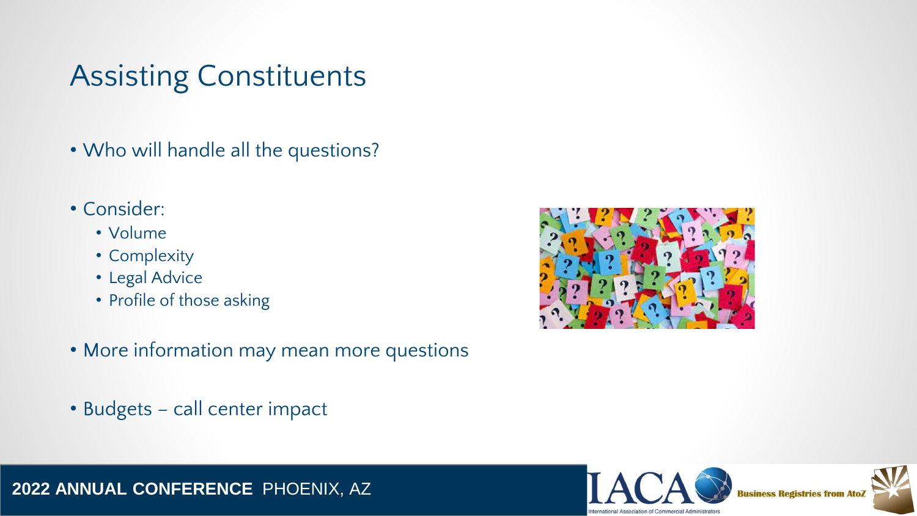# Assisting Constituents

- Who will handle all the questions?
- Consider:
  - Volume
  - Complexity
  - Legal Advice
  - Profile of those asking
- More information may mean more questions
- Budgets – call center impact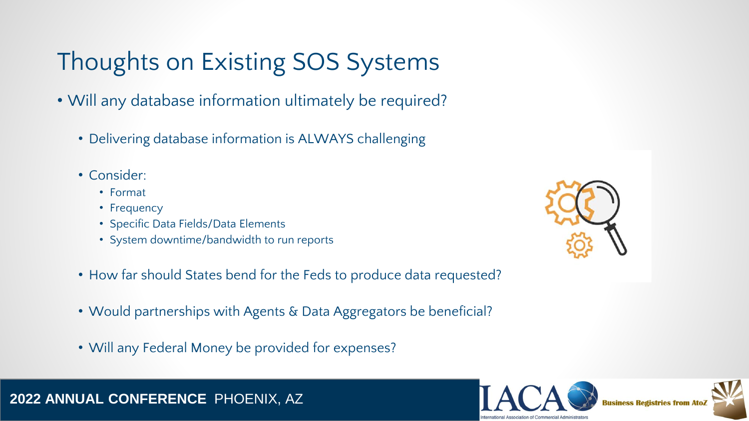# Thoughts on Existing SOS Systems

- Will any database information ultimately be required?
  - Delivering database information is ALWAYS challenging
  - Consider:
    - Format
    - Frequency
    - Specific Data Fields/Data Elements
    - System downtime/bandwidth to run reports
  - How far should States bend for the Feds to produce data requested?
  - Would partnerships with Agents & Data Aggregators be beneficial?
  - Will any Federal Money be provided for expenses?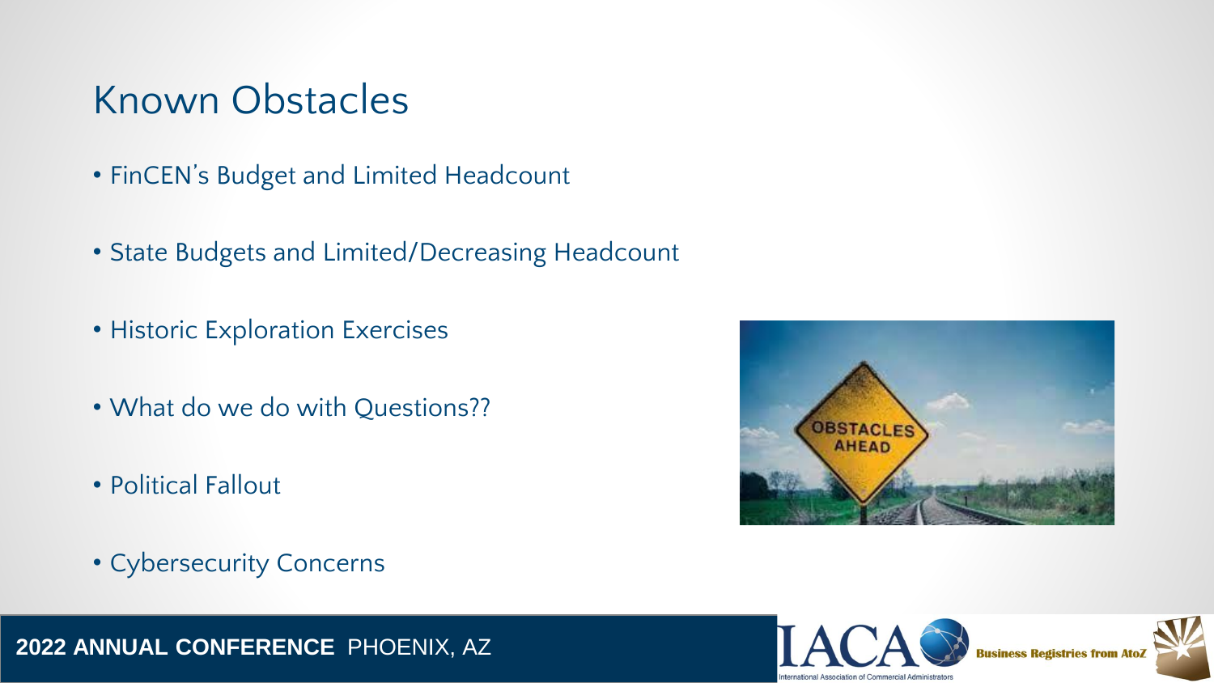# Known Obstacles

- FinCEN's Budget and Limited Headcount
- State Budgets and Limited/Decreasing Headcount
- Historic Exploration Exercises
- What do we do with Questions??
- Political Fallout
- Cybersecurity Concerns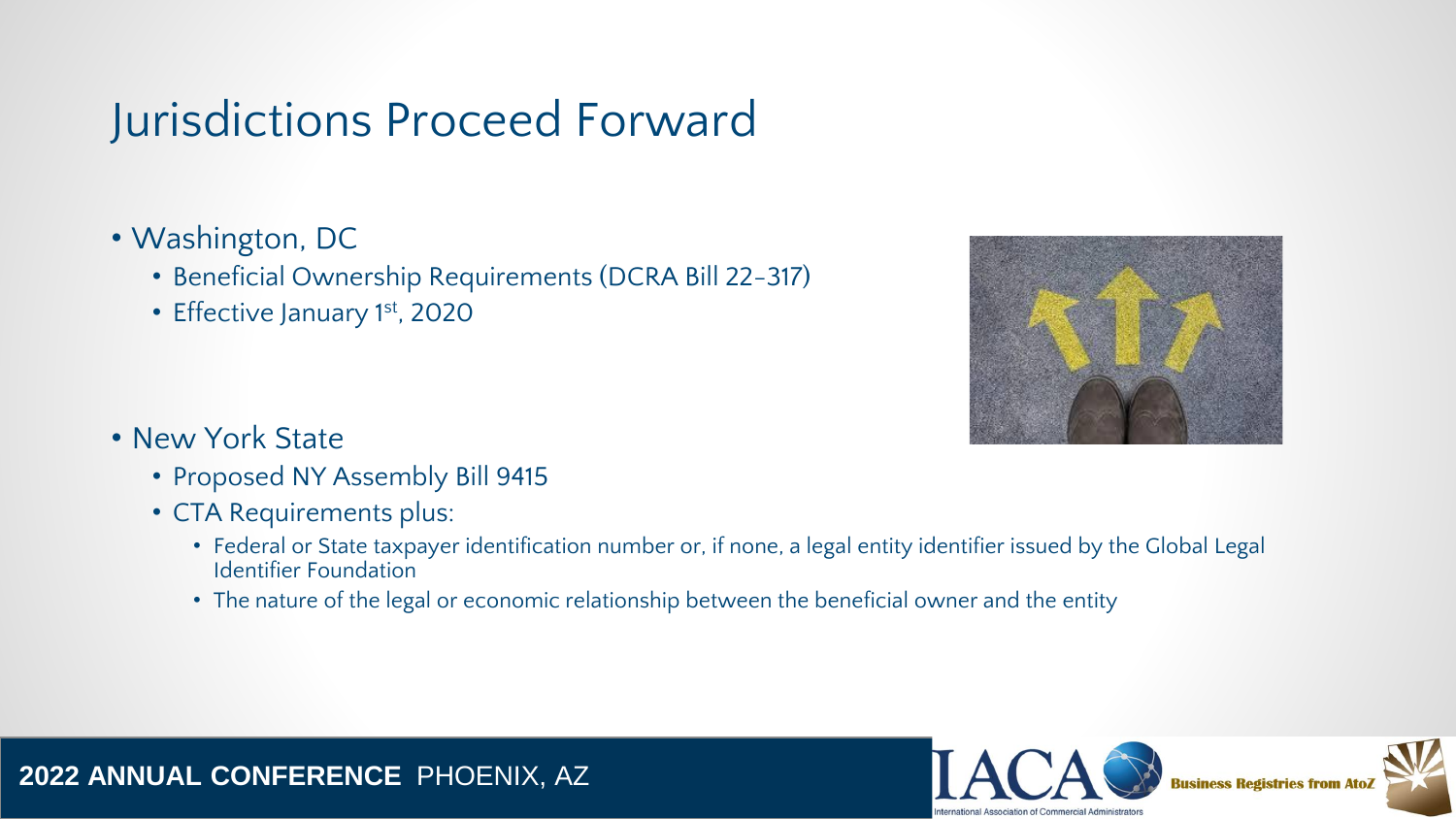# Jurisdictions Proceed Forward

- Washington, DC
  - Beneficial Ownership Requirements (DCRA Bill 22-317)
  - Effective January 1st, 2020
- New York State
  - Proposed NY Assembly Bill 9415
  - CTA Requirements plus:
    - Federal or State taxpayer identification number or, if none, a legal entity identifier issued by the Global Legal Identifier Foundation
    - The nature of the legal or economic relationship between the beneficial owner and the entity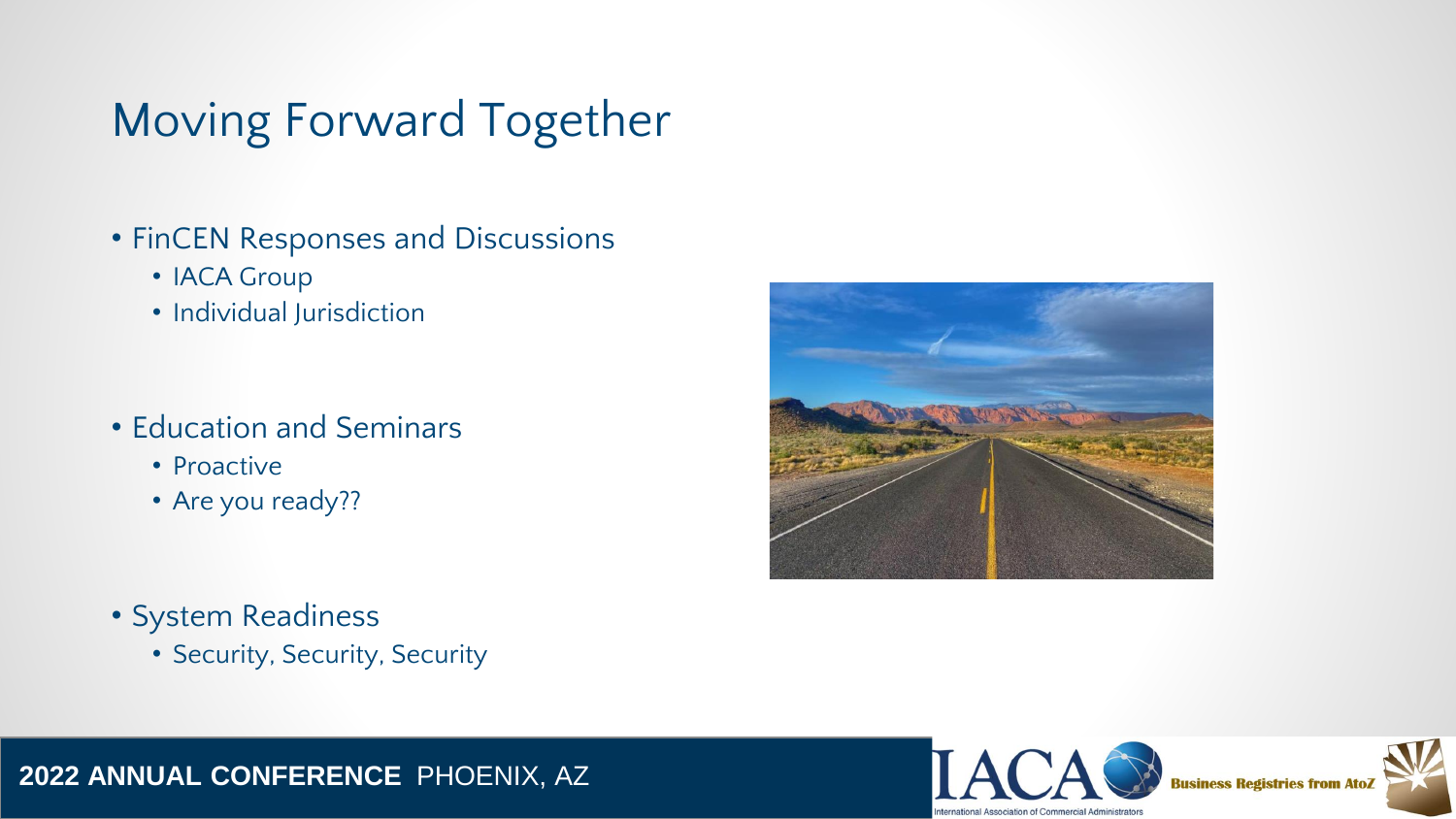# Moving Forward Together

- FinCEN Responses and Discussions
  - IACA Group
  - Individual Jurisdiction
- Education and Seminars
  - Proactive
  - Are you ready??
- System Readiness
  - Security, Security, Security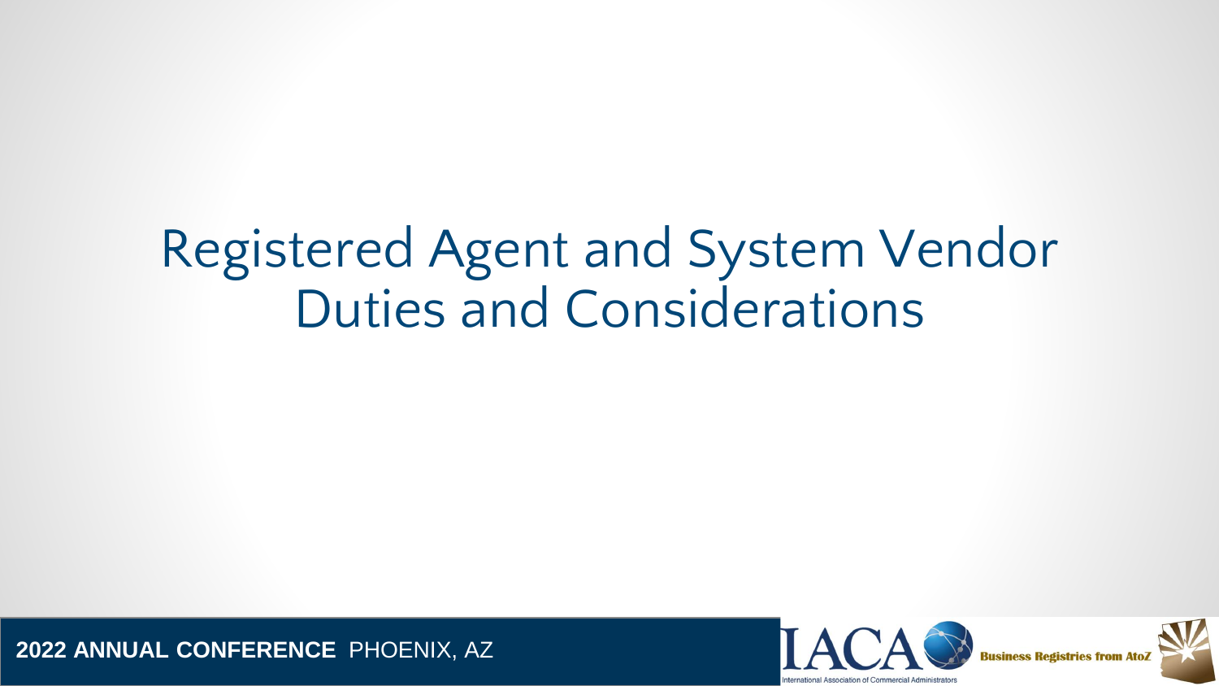# Registered Agent and System Vendor Duties and Considerations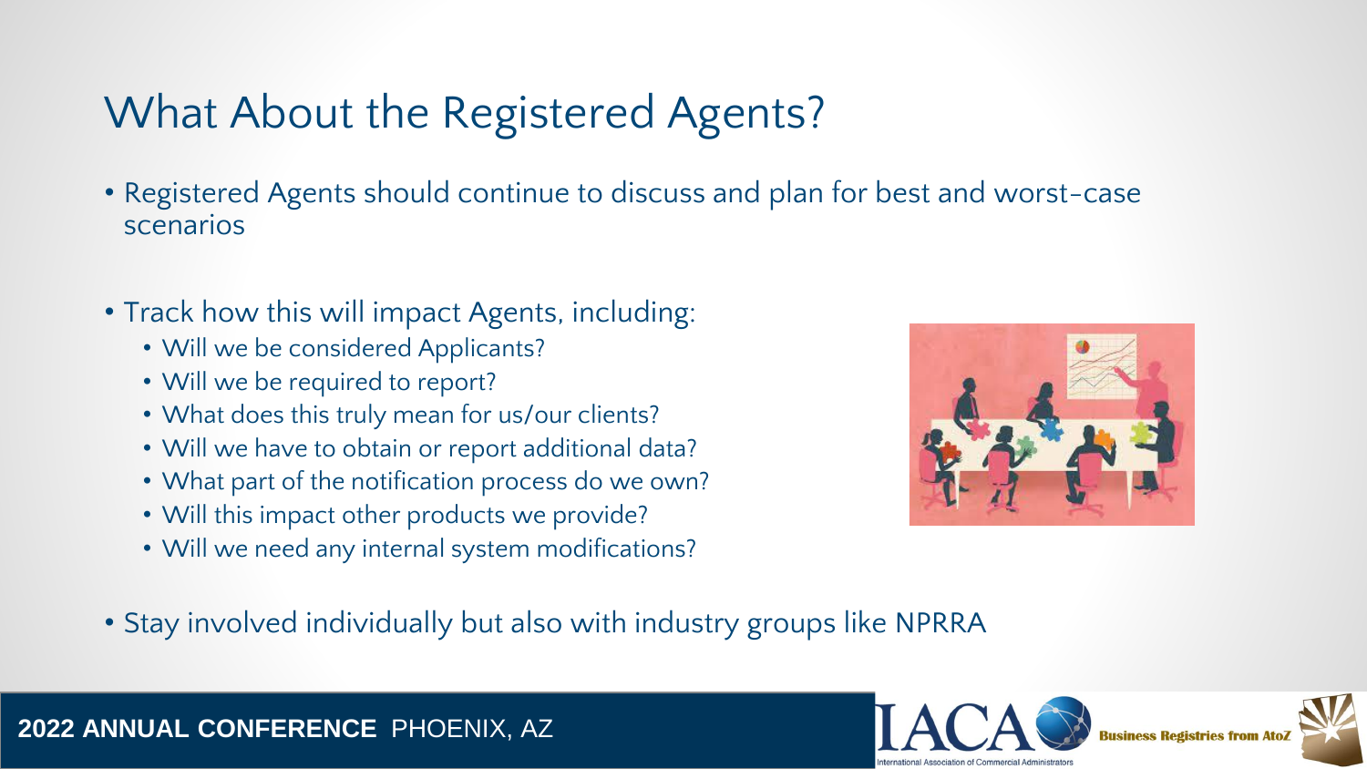# What About the Registered Agents?

- Registered Agents should continue to discuss and plan for best and worst-case scenarios

- Track how this will impact Agents, including:
  - Will we be considered Applicants?
  - Will we be required to report?
  - What does this truly mean for us/our clients?
  - Will we have to obtain or report additional data?
  - What part of the notification process do we own?
  - Will this impact other products we provide?
  - Will we need any internal system modifications?

- Stay involved individually but also with industry groups like NPRRA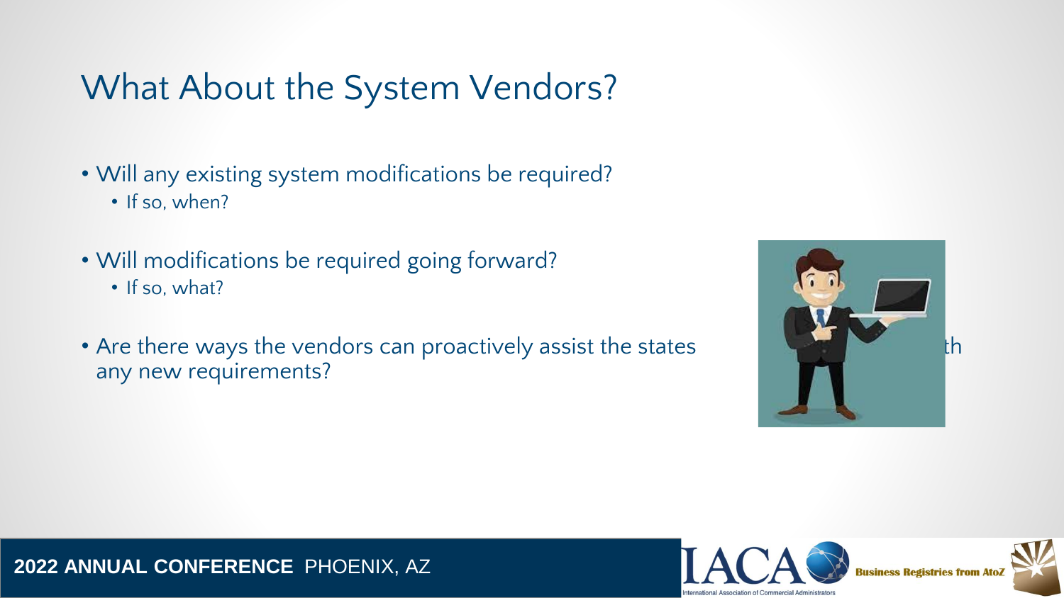# What About the System Vendors?

- Will any existing system modifications be required?
  - If so, when?
- Will modifications be required going forward?
  - If so, what?
- Are there ways the vendors can proactively assist the states th any new requirements?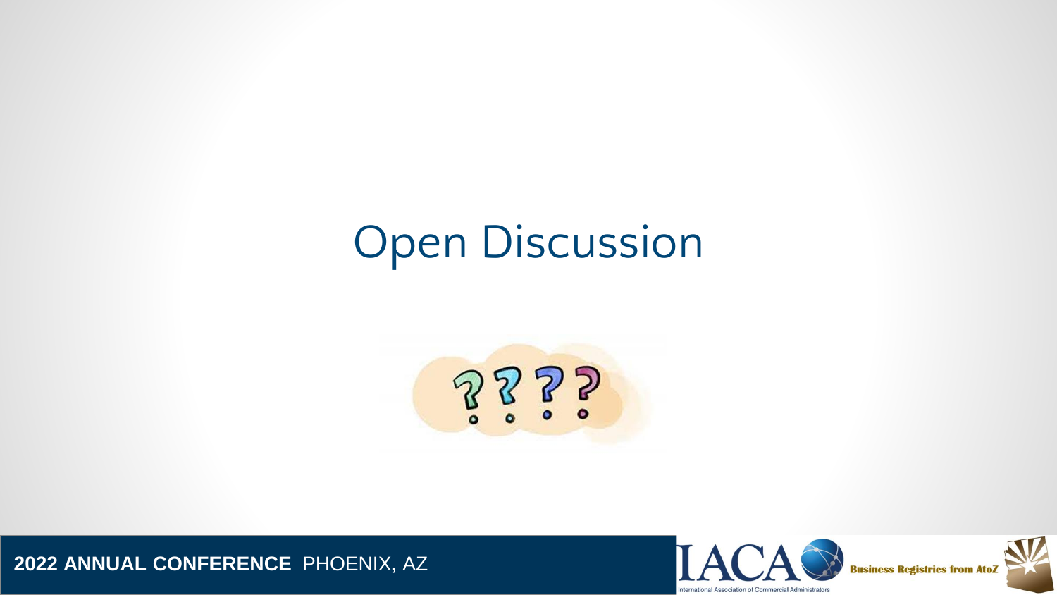# Open Discussion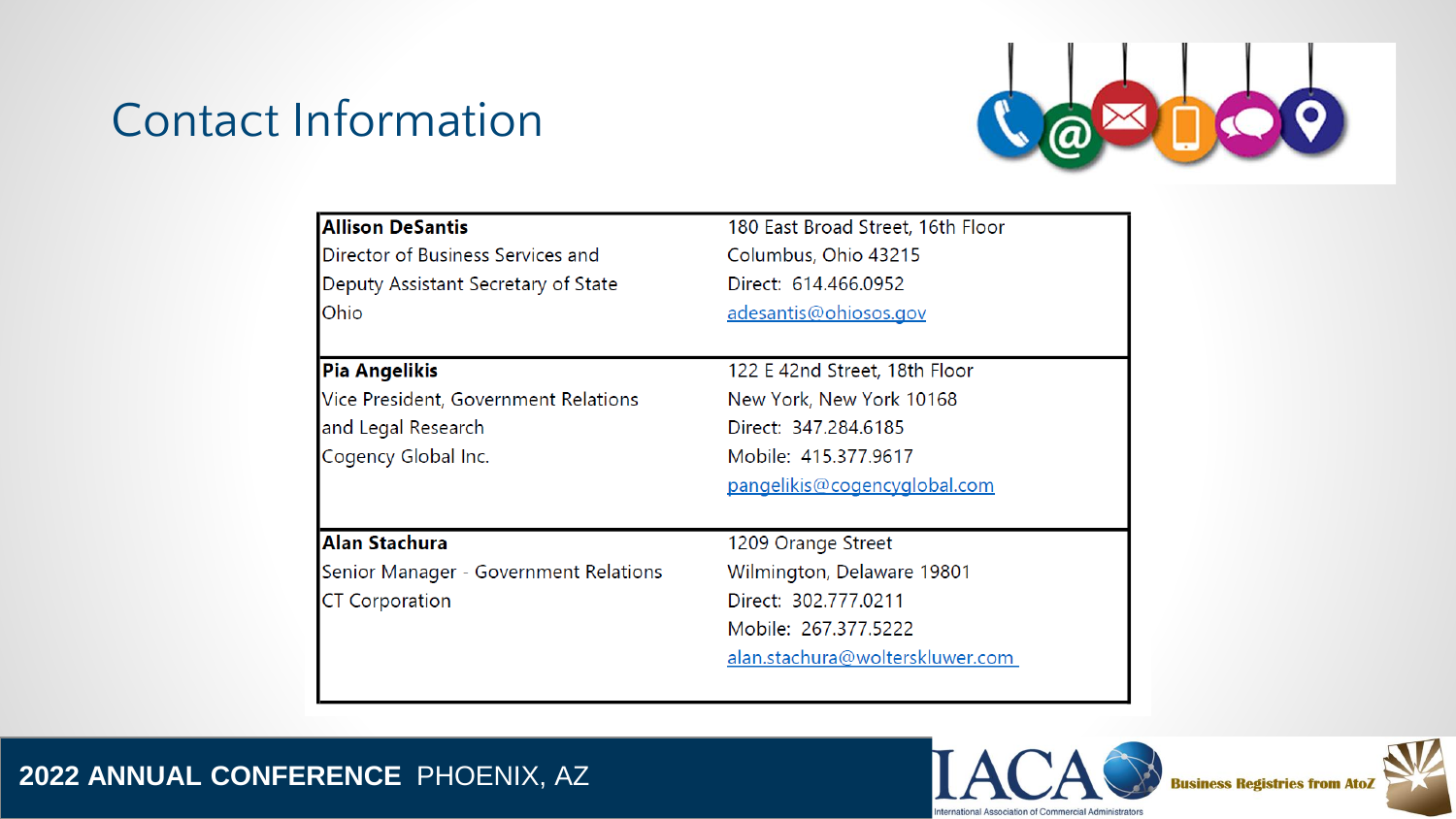# Contact Information

| | |
|---|---|
| **Allison DeSantis**<br>Director of Business Services and<br>Deputy Assistant Secretary of State<br>Ohio | 180 East Broad Street, 16th Floor<br>Columbus, Ohio 43215<br>Direct: 614.466.0952<br>adesantis@ohiosos.gov |
| **Pia Angelikis**<br>Vice President, Government Relations<br>and Legal Research<br>Cogency Global Inc. | 122 E 42nd Street, 18th Floor<br>New York, New York 10168<br>Direct: 347.284.6185<br>Mobile: 415.377.9617<br>pangelikis@cogencyglobal.com |
| **Alan Stachura**<br>Senior Manager - Government Relations<br>CT Corporation | 1209 Orange Street<br>Wilmington, Delaware 19801<br>Direct: 302.777.0211<br>Mobile: 267.377.5222<br>alan.stachura@wolterskluwer.com |